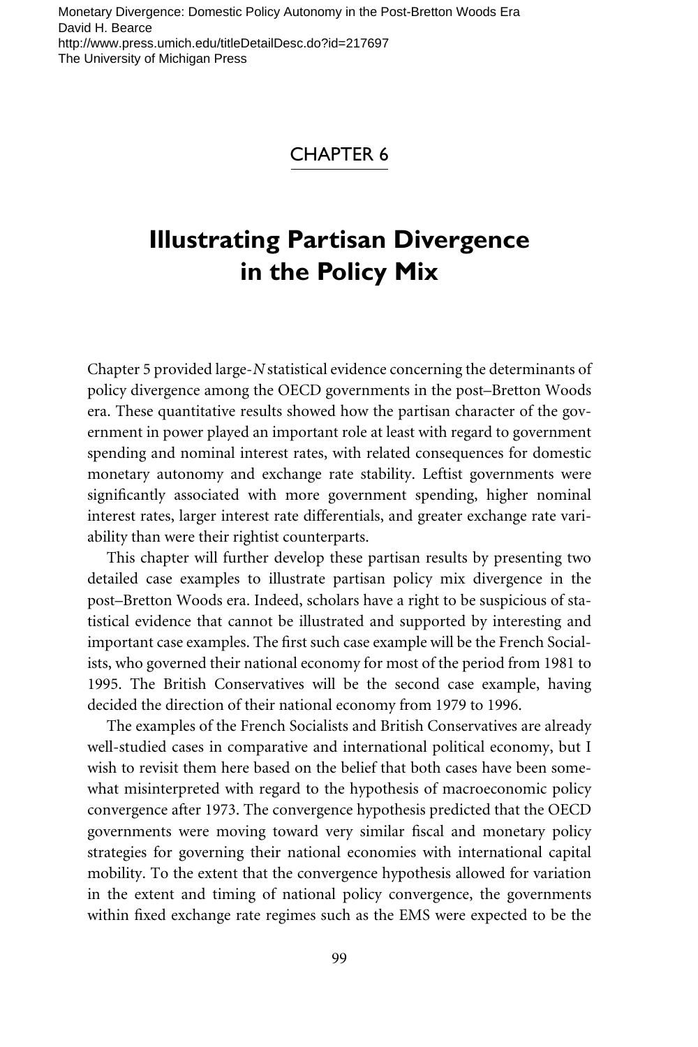# CHAPTER 6

# Illustrating Partisan Divergence in the Policy Mix

Chapter 5 provided large-*N* statistical evidence concerning the determinants of policy divergence among the OECD governments in the post–Bretton Woods era. These quantitative results showed how the partisan character of the government in power played an important role at least with regard to government spending and nominal interest rates, with related consequences for domestic monetary autonomy and exchange rate stability. Leftist governments were significantly associated with more government spending, higher nominal interest rates, larger interest rate differentials, and greater exchange rate variability than were their rightist counterparts.

This chapter will further develop these partisan results by presenting two detailed case examples to illustrate partisan policy mix divergence in the post–Bretton Woods era. Indeed, scholars have a right to be suspicious of statistical evidence that cannot be illustrated and supported by interesting and important case examples. The first such case example will be the French Socialists, who governed their national economy for most of the period from 1981 to 1995. The British Conservatives will be the second case example, having decided the direction of their national economy from 1979 to 1996.

The examples of the French Socialists and British Conservatives are already well-studied cases in comparative and international political economy, but I wish to revisit them here based on the belief that both cases have been somewhat misinterpreted with regard to the hypothesis of macroeconomic policy convergence after 1973. The convergence hypothesis predicted that the OECD governments were moving toward very similar fiscal and monetary policy strategies for governing their national economies with international capital mobility. To the extent that the convergence hypothesis allowed for variation in the extent and timing of national policy convergence, the governments within fixed exchange rate regimes such as the EMS were expected to be the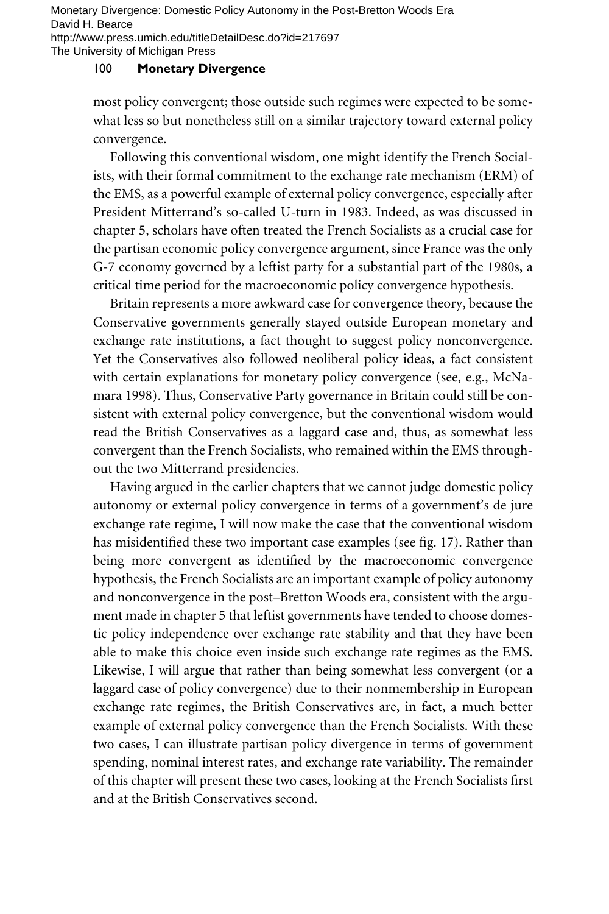most policy convergent; those outside such regimes were expected to be somewhat less so but nonetheless still on a similar trajectory toward external policy convergence.

Following this conventional wisdom, one might identify the French Socialists, with their formal commitment to the exchange rate mechanism (ERM) of the EMS, as a powerful example of external policy convergence, especially after President Mitterrand's so-called U-turn in 1983. Indeed, as was discussed in chapter 5, scholars have often treated the French Socialists as a crucial case for the partisan economic policy convergence argument, since France was the only G-7 economy governed by a leftist party for a substantial part of the 1980s, a critical time period for the macroeconomic policy convergence hypothesis.

Britain represents a more awkward case for convergence theory, because the Conservative governments generally stayed outside European monetary and exchange rate institutions, a fact thought to suggest policy nonconvergence. Yet the Conservatives also followed neoliberal policy ideas, a fact consistent with certain explanations for monetary policy convergence (see, e.g., McNamara 1998). Thus, Conservative Party governance in Britain could still be consistent with external policy convergence, but the conventional wisdom would read the British Conservatives as a laggard case and, thus, as somewhat less convergent than the French Socialists, who remained within the EMS throughout the two Mitterrand presidencies.

Having argued in the earlier chapters that we cannot judge domestic policy autonomy or external policy convergence in terms of a government's de jure exchange rate regime, I will now make the case that the conventional wisdom has misidentified these two important case examples (see fig. 17). Rather than being more convergent as identified by the macroeconomic convergence hypothesis, the French Socialists are an important example of policy autonomy and nonconvergence in the post–Bretton Woods era, consistent with the argument made in chapter 5 that leftist governments have tended to choose domestic policy independence over exchange rate stability and that they have been able to make this choice even inside such exchange rate regimes as the EMS. Likewise, I will argue that rather than being somewhat less convergent (or a laggard case of policy convergence) due to their nonmembership in European exchange rate regimes, the British Conservatives are, in fact, a much better example of external policy convergence than the French Socialists. With these two cases, I can illustrate partisan policy divergence in terms of government spending, nominal interest rates, and exchange rate variability. The remainder of this chapter will present these two cases, looking at the French Socialists first and at the British Conservatives second.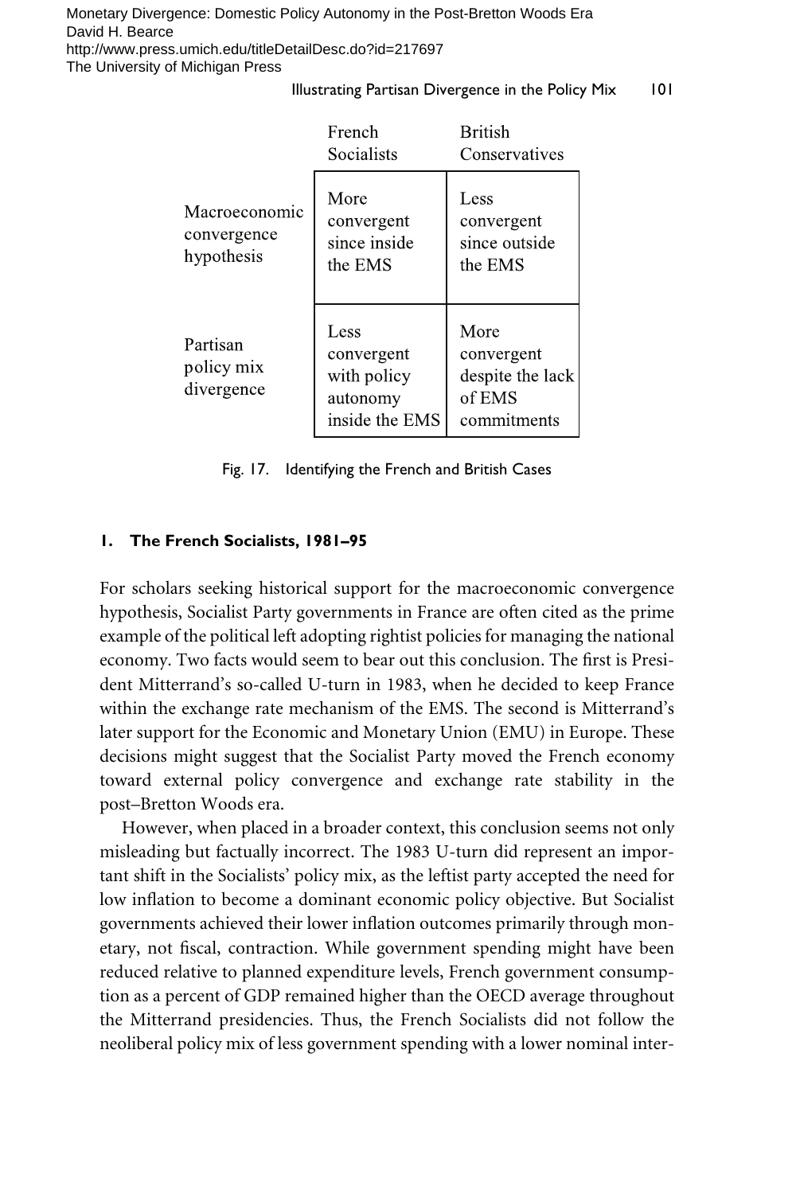| | French Socialists | British Conservatives |
|---|---|---|
| Macroeconomic convergence hypothesis | More convergent since inside the EMS | Less convergent since outside the EMS |
| Partisan policy mix divergence | Less convergent with policy autonomy inside the EMS | More convergent despite the lack of EMS commitments |

Fig. 17. Identifying the French and British Cases

### 1. The French Socialists, 1981–95

For scholars seeking historical support for the macroeconomic convergence hypothesis, Socialist Party governments in France are often cited as the prime example of the political left adopting rightist policies for managing the national economy. Two facts would seem to bear out this conclusion. The first is President Mitterrand's so-called U-turn in 1983, when he decided to keep France within the exchange rate mechanism of the EMS. The second is Mitterrand's later support for the Economic and Monetary Union (EMU) in Europe. These decisions might suggest that the Socialist Party moved the French economy toward external policy convergence and exchange rate stability in the post–Bretton Woods era.

However, when placed in a broader context, this conclusion seems not only misleading but factually incorrect. The 1983 U-turn did represent an important shift in the Socialists' policy mix, as the leftist party accepted the need for low inflation to become a dominant economic policy objective. But Socialist governments achieved their lower inflation outcomes primarily through monetary, not fiscal, contraction. While government spending might have been reduced relative to planned expenditure levels, French government consumption as a percent of GDP remained higher than the OECD average throughout the Mitterrand presidencies. Thus, the French Socialists did not follow the neoliberal policy mix of less government spending with a lower nominal inter-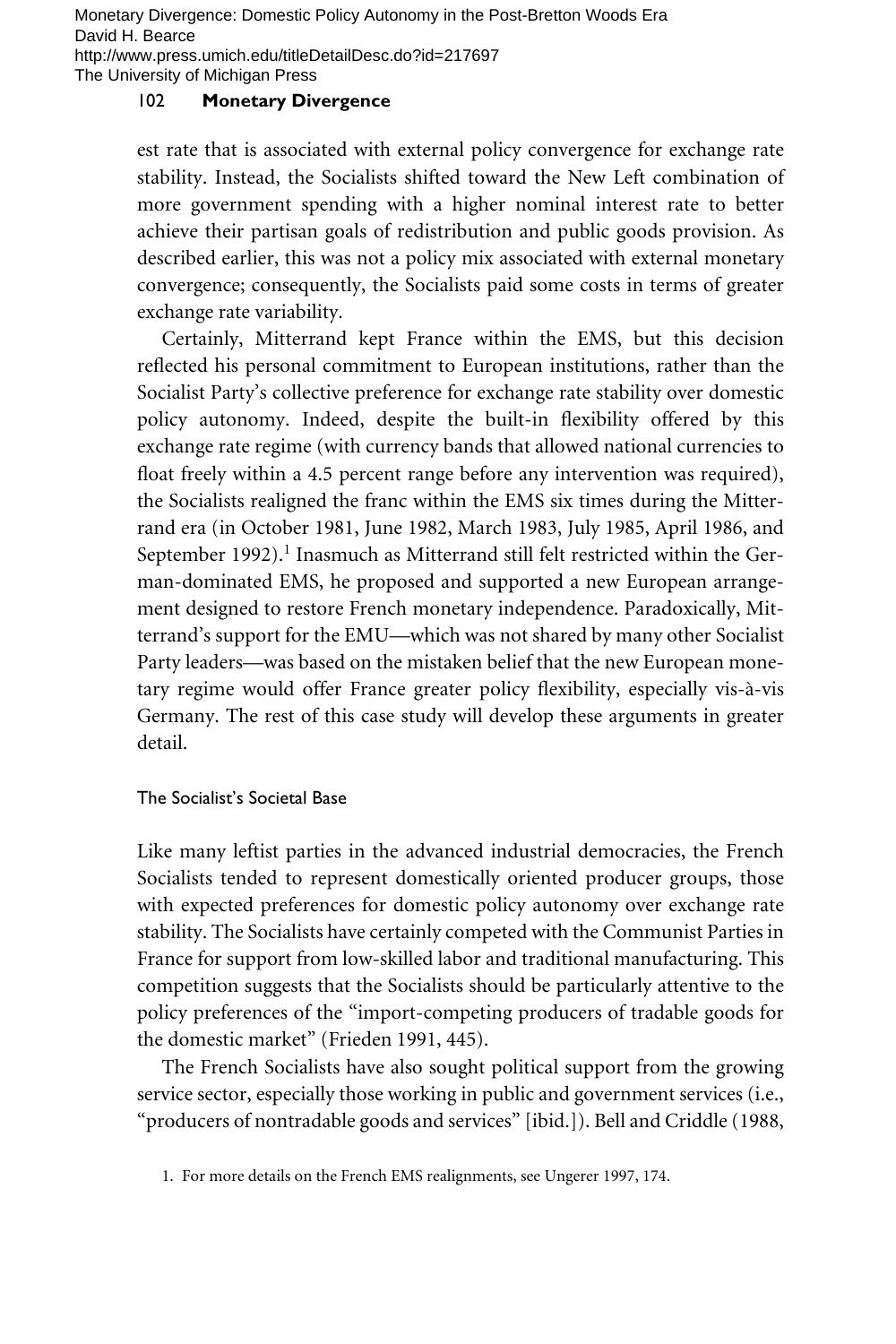est rate that is associated with external policy convergence for exchange rate stability. Instead, the Socialists shifted toward the New Left combination of more government spending with a higher nominal interest rate to better achieve their partisan goals of redistribution and public goods provision. As described earlier, this was not a policy mix associated with external monetary convergence; consequently, the Socialists paid some costs in terms of greater exchange rate variability.

Certainly, Mitterrand kept France within the EMS, but this decision reflected his personal commitment to European institutions, rather than the Socialist Party's collective preference for exchange rate stability over domestic policy autonomy. Indeed, despite the built-in flexibility offered by this exchange rate regime (with currency bands that allowed national currencies to float freely within a 4.5 percent range before any intervention was required), the Socialists realigned the franc within the EMS six times during the Mitterrand era (in October 1981, June 1982, March 1983, July 1985, April 1986, and September 1992).[1] Inasmuch as Mitterrand still felt restricted within the German-dominated EMS, he proposed and supported a new European arrangement designed to restore French monetary independence. Paradoxically, Mitterrand's support for the EMU—which was not shared by many other Socialist Party leaders—was based on the mistaken belief that the new European monetary regime would offer France greater policy flexibility, especially vis-à-vis Germany. The rest of this case study will develop these arguments in greater detail.

### The Socialist's Societal Base

Like many leftist parties in the advanced industrial democracies, the French Socialists tended to represent domestically oriented producer groups, those with expected preferences for domestic policy autonomy over exchange rate stability. The Socialists have certainly competed with the Communist Parties in France for support from low-skilled labor and traditional manufacturing. This competition suggests that the Socialists should be particularly attentive to the policy preferences of the "import-competing producers of tradable goods for the domestic market" (Frieden 1991, 445).

The French Socialists have also sought political support from the growing service sector, especially those working in public and government services (i.e., "producers of nontradable goods and services" [ibid.]). Bell and Criddle (1988,

1. For more details on the French EMS realignments, see Ungerer 1997, 174.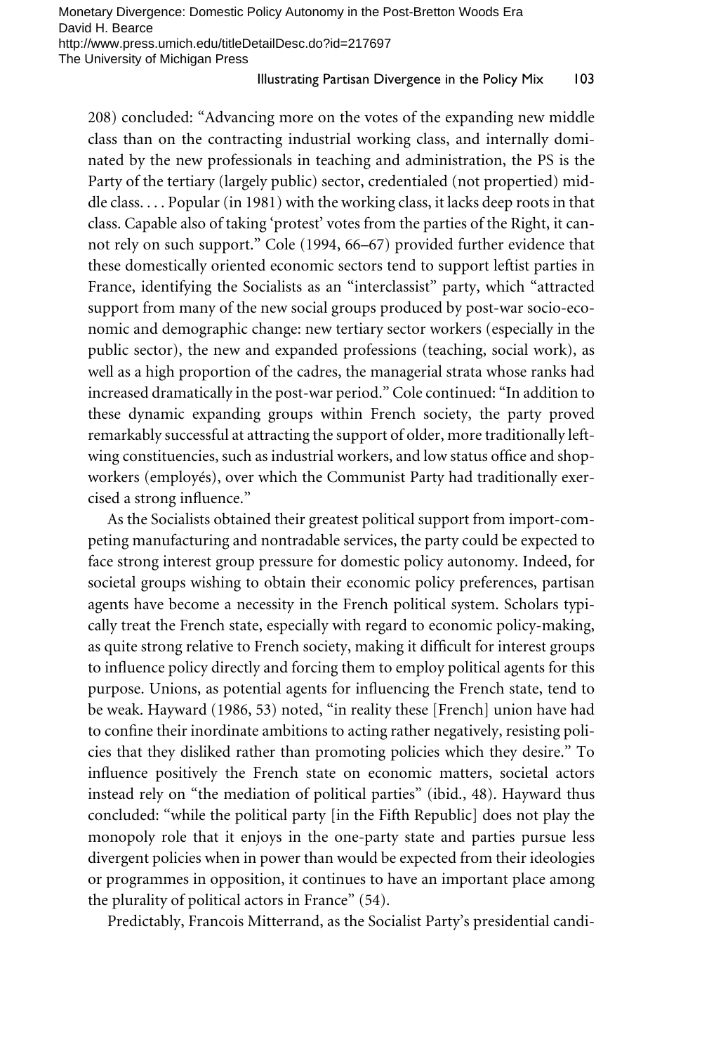208) concluded: "Advancing more on the votes of the expanding new middle class than on the contracting industrial working class, and internally dominated by the new professionals in teaching and administration, the PS is the Party of the tertiary (largely public) sector, credentialed (not propertied) middle class. . . . Popular (in 1981) with the working class, it lacks deep roots in that class. Capable also of taking 'protest' votes from the parties of the Right, it cannot rely on such support." Cole (1994, 66–67) provided further evidence that these domestically oriented economic sectors tend to support leftist parties in France, identifying the Socialists as an "interclassist" party, which "attracted support from many of the new social groups produced by post-war socio-economic and demographic change: new tertiary sector workers (especially in the public sector), the new and expanded professions (teaching, social work), as well as a high proportion of the cadres, the managerial strata whose ranks had increased dramatically in the post-war period." Cole continued: "In addition to these dynamic expanding groups within French society, the party proved remarkably successful at attracting the support of older, more traditionally left-wing constituencies, such as industrial workers, and low status office and shop-workers (employés), over which the Communist Party had traditionally exercised a strong influence."

As the Socialists obtained their greatest political support from import-competing manufacturing and nontradable services, the party could be expected to face strong interest group pressure for domestic policy autonomy. Indeed, for societal groups wishing to obtain their economic policy preferences, partisan agents have become a necessity in the French political system. Scholars typically treat the French state, especially with regard to economic policy-making, as quite strong relative to French society, making it difficult for interest groups to influence policy directly and forcing them to employ political agents for this purpose. Unions, as potential agents for influencing the French state, tend to be weak. Hayward (1986, 53) noted, "in reality these [French] union have had to confine their inordinate ambitions to acting rather negatively, resisting policies that they disliked rather than promoting policies which they desire." To influence positively the French state on economic matters, societal actors instead rely on "the mediation of political parties" (ibid., 48). Hayward thus concluded: "while the political party [in the Fifth Republic] does not play the monopoly role that it enjoys in the one-party state and parties pursue less divergent policies when in power than would be expected from their ideologies or programmes in opposition, it continues to have an important place among the plurality of political actors in France" (54).

Predictably, Francois Mitterrand, as the Socialist Party's presidential candi-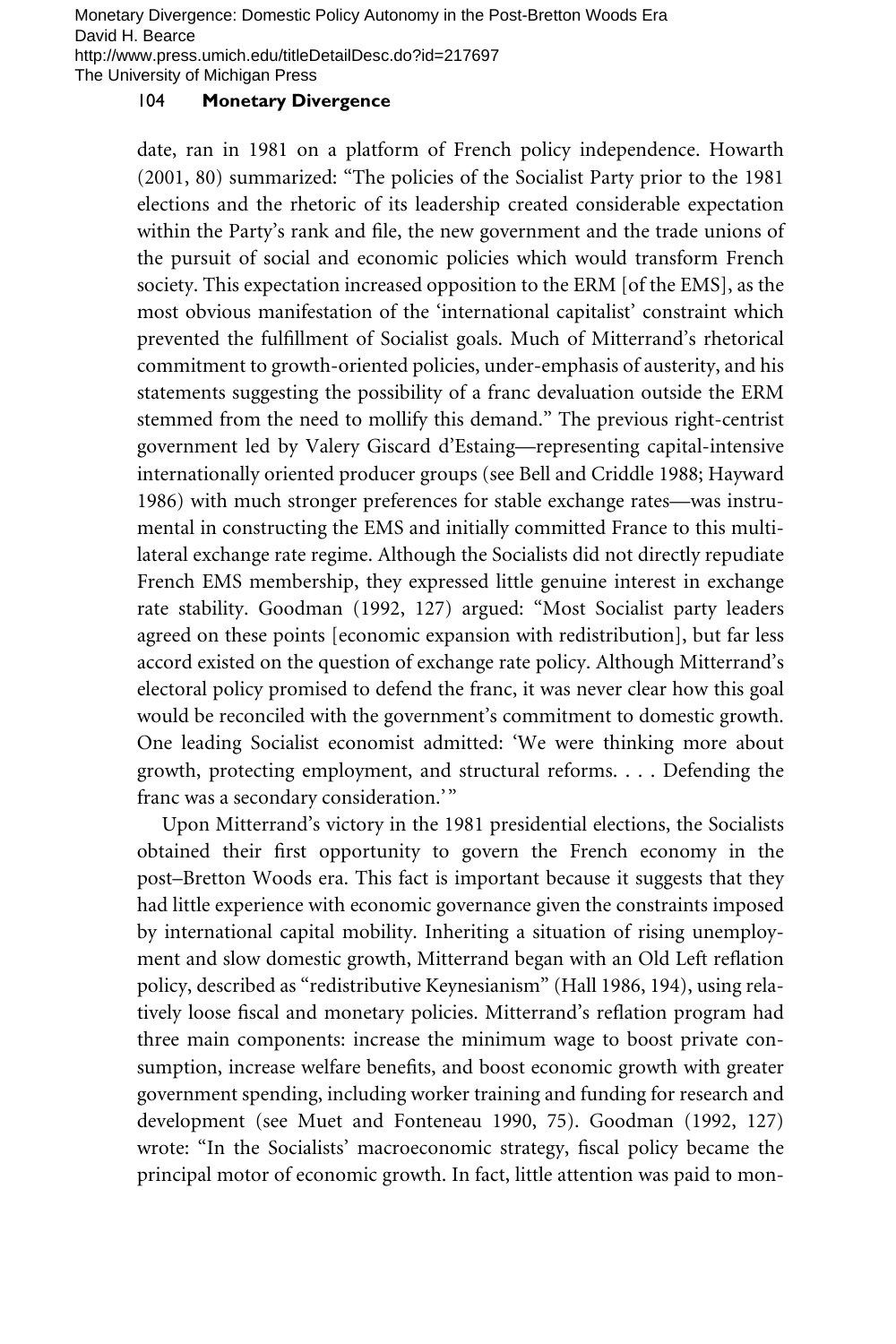date, ran in 1981 on a platform of French policy independence. Howarth (2001, 80) summarized: "The policies of the Socialist Party prior to the 1981 elections and the rhetoric of its leadership created considerable expectation within the Party's rank and file, the new government and the trade unions of the pursuit of social and economic policies which would transform French society. This expectation increased opposition to the ERM [of the EMS], as the most obvious manifestation of the 'international capitalist' constraint which prevented the fulfillment of Socialist goals. Much of Mitterrand's rhetorical commitment to growth-oriented policies, under-emphasis of austerity, and his statements suggesting the possibility of a franc devaluation outside the ERM stemmed from the need to mollify this demand." The previous right-centrist government led by Valery Giscard d'Estaing—representing capital-intensive internationally oriented producer groups (see Bell and Criddle 1988; Hayward 1986) with much stronger preferences for stable exchange rates—was instrumental in constructing the EMS and initially committed France to this multilateral exchange rate regime. Although the Socialists did not directly repudiate French EMS membership, they expressed little genuine interest in exchange rate stability. Goodman (1992, 127) argued: "Most Socialist party leaders agreed on these points [economic expansion with redistribution], but far less accord existed on the question of exchange rate policy. Although Mitterrand's electoral policy promised to defend the franc, it was never clear how this goal would be reconciled with the government's commitment to domestic growth. One leading Socialist economist admitted: 'We were thinking more about growth, protecting employment, and structural reforms. . . . Defending the franc was a secondary consideration.'"

Upon Mitterrand's victory in the 1981 presidential elections, the Socialists obtained their first opportunity to govern the French economy in the post–Bretton Woods era. This fact is important because it suggests that they had little experience with economic governance given the constraints imposed by international capital mobility. Inheriting a situation of rising unemployment and slow domestic growth, Mitterrand began with an Old Left reflation policy, described as "redistributive Keynesianism" (Hall 1986, 194), using relatively loose fiscal and monetary policies. Mitterrand's reflation program had three main components: increase the minimum wage to boost private consumption, increase welfare benefits, and boost economic growth with greater government spending, including worker training and funding for research and development (see Muet and Fonteneau 1990, 75). Goodman (1992, 127) wrote: "In the Socialists' macroeconomic strategy, fiscal policy became the principal motor of economic growth. In fact, little attention was paid to mon-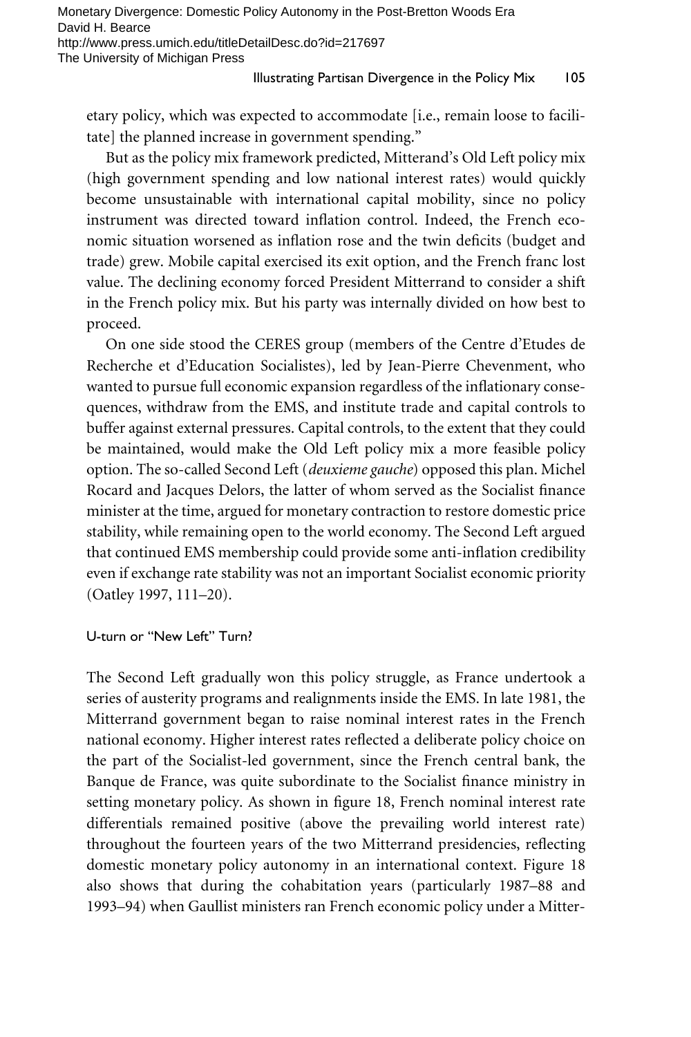etary policy, which was expected to accommodate [i.e., remain loose to facilitate] the planned increase in government spending."

But as the policy mix framework predicted, Mitterand's Old Left policy mix (high government spending and low national interest rates) would quickly become unsustainable with international capital mobility, since no policy instrument was directed toward inflation control. Indeed, the French economic situation worsened as inflation rose and the twin deficits (budget and trade) grew. Mobile capital exercised its exit option, and the French franc lost value. The declining economy forced President Mitterrand to consider a shift in the French policy mix. But his party was internally divided on how best to proceed.

On one side stood the CERES group (members of the Centre d'Etudes de Recherche et d'Education Socialistes), led by Jean-Pierre Chevenment, who wanted to pursue full economic expansion regardless of the inflationary consequences, withdraw from the EMS, and institute trade and capital controls to buffer against external pressures. Capital controls, to the extent that they could be maintained, would make the Old Left policy mix a more feasible policy option. The so-called Second Left (*deuxieme gauche*) opposed this plan. Michel Rocard and Jacques Delors, the latter of whom served as the Socialist finance minister at the time, argued for monetary contraction to restore domestic price stability, while remaining open to the world economy. The Second Left argued that continued EMS membership could provide some anti-inflation credibility even if exchange rate stability was not an important Socialist economic priority (Oatley 1997, 111–20).

### U-turn or "New Left" Turn?

The Second Left gradually won this policy struggle, as France undertook a series of austerity programs and realignments inside the EMS. In late 1981, the Mitterrand government began to raise nominal interest rates in the French national economy. Higher interest rates reflected a deliberate policy choice on the part of the Socialist-led government, since the French central bank, the Banque de France, was quite subordinate to the Socialist finance ministry in setting monetary policy. As shown in figure 18, French nominal interest rate differentials remained positive (above the prevailing world interest rate) throughout the fourteen years of the two Mitterrand presidencies, reflecting domestic monetary policy autonomy in an international context. Figure 18 also shows that during the cohabitation years (particularly 1987–88 and 1993–94) when Gaullist ministers ran French economic policy under a Mitter-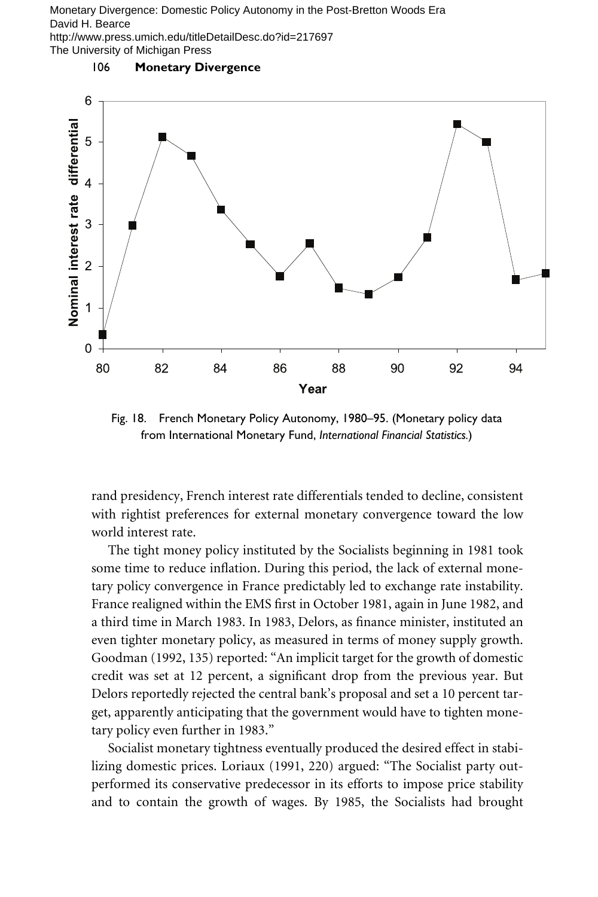Fig. 18. French Monetary Policy Autonomy, 1980–95. (Monetary policy data from International Monetary Fund, *International Financial Statistics.*)

rand presidency, French interest rate differentials tended to decline, consistent with rightist preferences for external monetary convergence toward the low world interest rate.

The tight money policy instituted by the Socialists beginning in 1981 took some time to reduce inflation. During this period, the lack of external monetary policy convergence in France predictably led to exchange rate instability. France realigned within the EMS first in October 1981, again in June 1982, and a third time in March 1983. In 1983, Delors, as finance minister, instituted an even tighter monetary policy, as measured in terms of money supply growth. Goodman (1992, 135) reported: "An implicit target for the growth of domestic credit was set at 12 percent, a significant drop from the previous year. But Delors reportedly rejected the central bank's proposal and set a 10 percent target, apparently anticipating that the government would have to tighten monetary policy even further in 1983."

Socialist monetary tightness eventually produced the desired effect in stabilizing domestic prices. Loriaux (1991, 220) argued: "The Socialist party outperformed its conservative predecessor in its efforts to impose price stability and to contain the growth of wages. By 1985, the Socialists had brought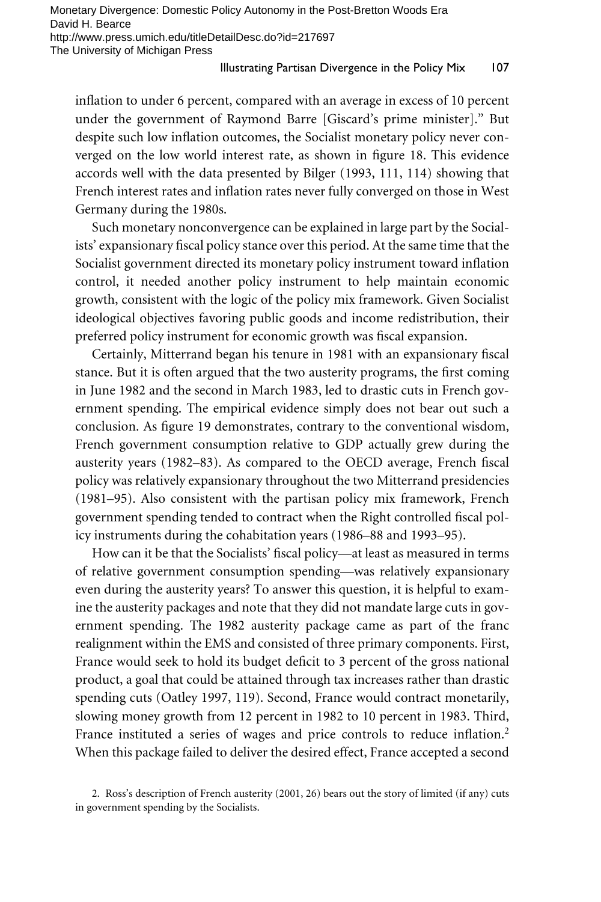inflation to under 6 percent, compared with an average in excess of 10 percent under the government of Raymond Barre [Giscard's prime minister]." But despite such low inflation outcomes, the Socialist monetary policy never converged on the low world interest rate, as shown in figure 18. This evidence accords well with the data presented by Bilger (1993, 111, 114) showing that French interest rates and inflation rates never fully converged on those in West Germany during the 1980s.

Such monetary nonconvergence can be explained in large part by the Socialists' expansionary fiscal policy stance over this period. At the same time that the Socialist government directed its monetary policy instrument toward inflation control, it needed another policy instrument to help maintain economic growth, consistent with the logic of the policy mix framework. Given Socialist ideological objectives favoring public goods and income redistribution, their preferred policy instrument for economic growth was fiscal expansion.

Certainly, Mitterrand began his tenure in 1981 with an expansionary fiscal stance. But it is often argued that the two austerity programs, the first coming in June 1982 and the second in March 1983, led to drastic cuts in French government spending. The empirical evidence simply does not bear out such a conclusion. As figure 19 demonstrates, contrary to the conventional wisdom, French government consumption relative to GDP actually grew during the austerity years (1982–83). As compared to the OECD average, French fiscal policy was relatively expansionary throughout the two Mitterrand presidencies (1981–95). Also consistent with the partisan policy mix framework, French government spending tended to contract when the Right controlled fiscal policy instruments during the cohabitation years (1986–88 and 1993–95).

How can it be that the Socialists' fiscal policy—at least as measured in terms of relative government consumption spending—was relatively expansionary even during the austerity years? To answer this question, it is helpful to examine the austerity packages and note that they did not mandate large cuts in government spending. The 1982 austerity package came as part of the franc realignment within the EMS and consisted of three primary components. First, France would seek to hold its budget deficit to 3 percent of the gross national product, a goal that could be attained through tax increases rather than drastic spending cuts (Oatley 1997, 119). Second, France would contract monetarily, slowing money growth from 12 percent in 1982 to 10 percent in 1983. Third, France instituted a series of wages and price controls to reduce inflation.[2] When this package failed to deliver the desired effect, France accepted a second

2. Ross's description of French austerity (2001, 26) bears out the story of limited (if any) cuts in government spending by the Socialists.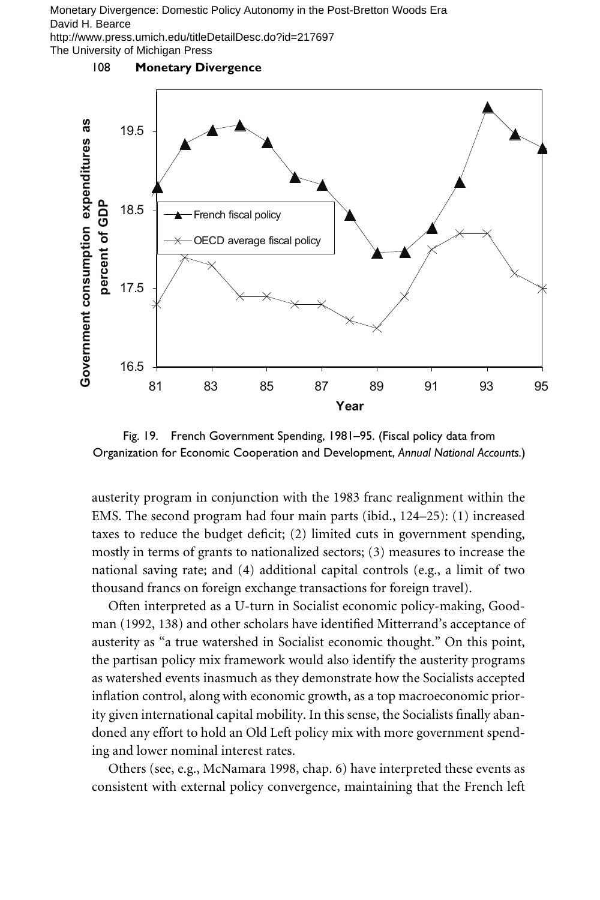Fig. 19. French Government Spending, 1981–95. (Fiscal policy data from Organization for Economic Cooperation and Development, *Annual National Accounts.*)

austerity program in conjunction with the 1983 franc realignment within the EMS. The second program had four main parts (ibid., 124–25): (1) increased taxes to reduce the budget deficit; (2) limited cuts in government spending, mostly in terms of grants to nationalized sectors; (3) measures to increase the national saving rate; and (4) additional capital controls (e.g., a limit of two thousand francs on foreign exchange transactions for foreign travel).

Often interpreted as a U-turn in Socialist economic policy-making, Goodman (1992, 138) and other scholars have identified Mitterrand's acceptance of austerity as "a true watershed in Socialist economic thought." On this point, the partisan policy mix framework would also identify the austerity programs as watershed events inasmuch as they demonstrate how the Socialists accepted inflation control, along with economic growth, as a top macroeconomic priority given international capital mobility. In this sense, the Socialists finally abandoned any effort to hold an Old Left policy mix with more government spending and lower nominal interest rates.

Others (see, e.g., McNamara 1998, chap. 6) have interpreted these events as consistent with external policy convergence, maintaining that the French left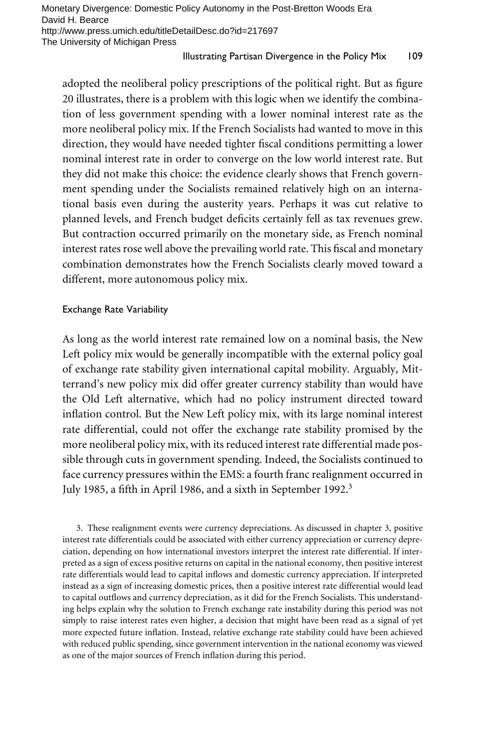adopted the neoliberal policy prescriptions of the political right. But as figure 20 illustrates, there is a problem with this logic when we identify the combination of less government spending with a lower nominal interest rate as the more neoliberal policy mix. If the French Socialists had wanted to move in this direction, they would have needed tighter fiscal conditions permitting a lower nominal interest rate in order to converge on the low world interest rate. But they did not make this choice: the evidence clearly shows that French government spending under the Socialists remained relatively high on an international basis even during the austerity years. Perhaps it was cut relative to planned levels, and French budget deficits certainly fell as tax revenues grew. But contraction occurred primarily on the monetary side, as French nominal interest rates rose well above the prevailing world rate. This fiscal and monetary combination demonstrates how the French Socialists clearly moved toward a different, more autonomous policy mix.

### Exchange Rate Variability

As long as the world interest rate remained low on a nominal basis, the New Left policy mix would be generally incompatible with the external policy goal of exchange rate stability given international capital mobility. Arguably, Mitterrand's new policy mix did offer greater currency stability than would have the Old Left alternative, which had no policy instrument directed toward inflation control. But the New Left policy mix, with its large nominal interest rate differential, could not offer the exchange rate stability promised by the more neoliberal policy mix, with its reduced interest rate differential made possible through cuts in government spending. Indeed, the Socialists continued to face currency pressures within the EMS: a fourth franc realignment occurred in July 1985, a fifth in April 1986, and a sixth in September 1992.[3]

3. These realignment events were currency depreciations. As discussed in chapter 3, positive interest rate differentials could be associated with either currency appreciation or currency depreciation, depending on how international investors interpret the interest rate differential. If interpreted as a sign of excess positive returns on capital in the national economy, then positive interest rate differentials would lead to capital inflows and domestic currency appreciation. If interpreted instead as a sign of increasing domestic prices, then a positive interest rate differential would lead to capital outflows and currency depreciation, as it did for the French Socialists. This understanding helps explain why the solution to French exchange rate instability during this period was not simply to raise interest rates even higher, a decision that might have been read as a signal of yet more expected future inflation. Instead, relative exchange rate stability could have been achieved with reduced public spending, since government intervention in the national economy was viewed as one of the major sources of French inflation during this period.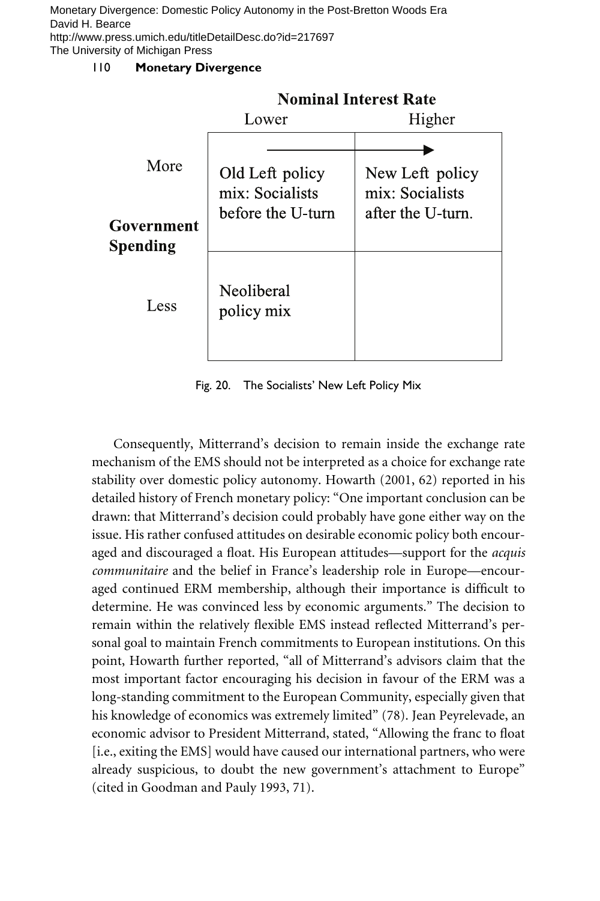|  | Nominal Interest Rate |  |
|---|---|---|
| Government Spending | Lower | Higher |
| More | Old Left policy mix: Socialists before the U-turn → | New Left policy mix: Socialists after the U-turn. |
| Less | Neoliberal policy mix |  |

Fig. 20. The Socialists' New Left Policy Mix

Consequently, Mitterrand's decision to remain inside the exchange rate mechanism of the EMS should not be interpreted as a choice for exchange rate stability over domestic policy autonomy. Howarth (2001, 62) reported in his detailed history of French monetary policy: "One important conclusion can be drawn: that Mitterrand's decision could probably have gone either way on the issue. His rather confused attitudes on desirable economic policy both encouraged and discouraged a float. His European attitudes—support for the *acquis communitaire* and the belief in France's leadership role in Europe—encouraged continued ERM membership, although their importance is difficult to determine. He was convinced less by economic arguments." The decision to remain within the relatively flexible EMS instead reflected Mitterrand's personal goal to maintain French commitments to European institutions. On this point, Howarth further reported, "all of Mitterrand's advisors claim that the most important factor encouraging his decision in favour of the ERM was a long-standing commitment to the European Community, especially given that his knowledge of economics was extremely limited" (78). Jean Peyrelevade, an economic advisor to President Mitterrand, stated, "Allowing the franc to float [i.e., exiting the EMS] would have caused our international partners, who were already suspicious, to doubt the new government's attachment to Europe" (cited in Goodman and Pauly 1993, 71).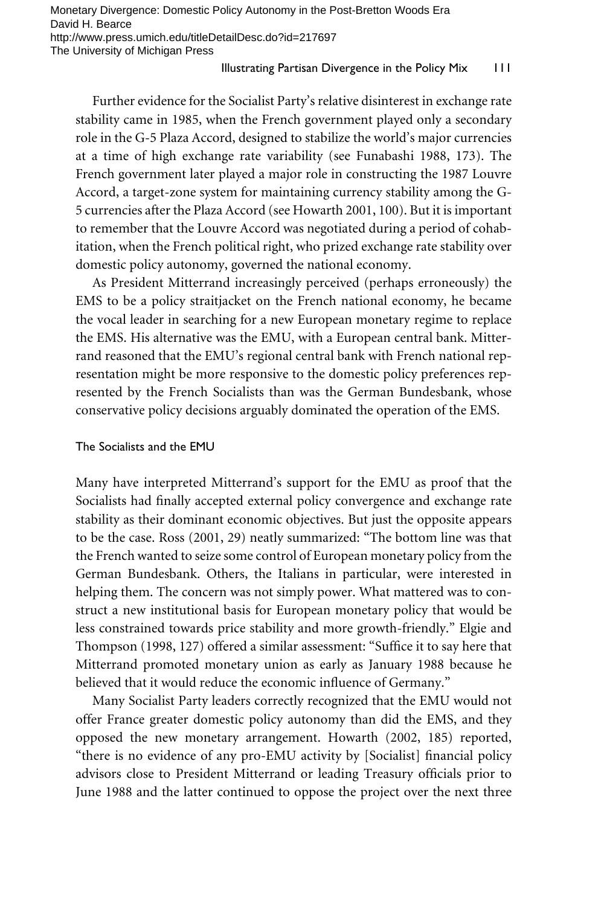Further evidence for the Socialist Party's relative disinterest in exchange rate stability came in 1985, when the French government played only a secondary role in the G-5 Plaza Accord, designed to stabilize the world's major currencies at a time of high exchange rate variability (see Funabashi 1988, 173). The French government later played a major role in constructing the 1987 Louvre Accord, a target-zone system for maintaining currency stability among the G-5 currencies after the Plaza Accord (see Howarth 2001, 100). But it is important to remember that the Louvre Accord was negotiated during a period of cohabitation, when the French political right, who prized exchange rate stability over domestic policy autonomy, governed the national economy.

As President Mitterrand increasingly perceived (perhaps erroneously) the EMS to be a policy straitjacket on the French national economy, he became the vocal leader in searching for a new European monetary regime to replace the EMS. His alternative was the EMU, with a European central bank. Mitterrand reasoned that the EMU's regional central bank with French national representation might be more responsive to the domestic policy preferences represented by the French Socialists than was the German Bundesbank, whose conservative policy decisions arguably dominated the operation of the EMS.

### The Socialists and the EMU

Many have interpreted Mitterrand's support for the EMU as proof that the Socialists had finally accepted external policy convergence and exchange rate stability as their dominant economic objectives. But just the opposite appears to be the case. Ross (2001, 29) neatly summarized: "The bottom line was that the French wanted to seize some control of European monetary policy from the German Bundesbank. Others, the Italians in particular, were interested in helping them. The concern was not simply power. What mattered was to construct a new institutional basis for European monetary policy that would be less constrained towards price stability and more growth-friendly." Elgie and Thompson (1998, 127) offered a similar assessment: "Suffice it to say here that Mitterrand promoted monetary union as early as January 1988 because he believed that it would reduce the economic influence of Germany."

Many Socialist Party leaders correctly recognized that the EMU would not offer France greater domestic policy autonomy than did the EMS, and they opposed the new monetary arrangement. Howarth (2002, 185) reported, "there is no evidence of any pro-EMU activity by [Socialist] financial policy advisors close to President Mitterrand or leading Treasury officials prior to June 1988 and the latter continued to oppose the project over the next three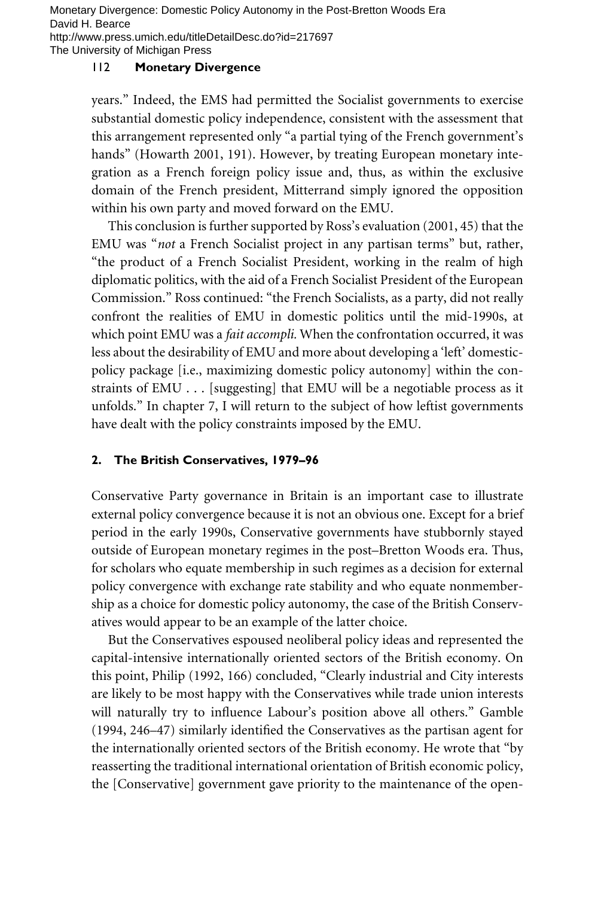years." Indeed, the EMS had permitted the Socialist governments to exercise substantial domestic policy independence, consistent with the assessment that this arrangement represented only "a partial tying of the French government's hands" (Howarth 2001, 191). However, by treating European monetary integration as a French foreign policy issue and, thus, as within the exclusive domain of the French president, Mitterrand simply ignored the opposition within his own party and moved forward on the EMU.

This conclusion is further supported by Ross's evaluation (2001, 45) that the EMU was "*not* a French Socialist project in any partisan terms" but, rather, "the product of a French Socialist President, working in the realm of high diplomatic politics, with the aid of a French Socialist President of the European Commission." Ross continued: "the French Socialists, as a party, did not really confront the realities of EMU in domestic politics until the mid-1990s, at which point EMU was a *fait accompli.* When the confrontation occurred, it was less about the desirability of EMU and more about developing a 'left' domestic-policy package [i.e., maximizing domestic policy autonomy] within the constraints of EMU . . . [suggesting] that EMU will be a negotiable process as it unfolds." In chapter 7, I will return to the subject of how leftist governments have dealt with the policy constraints imposed by the EMU.

### 2. The British Conservatives, 1979–96

Conservative Party governance in Britain is an important case to illustrate external policy convergence because it is not an obvious one. Except for a brief period in the early 1990s, Conservative governments have stubbornly stayed outside of European monetary regimes in the post–Bretton Woods era. Thus, for scholars who equate membership in such regimes as a decision for external policy convergence with exchange rate stability and who equate nonmembership as a choice for domestic policy autonomy, the case of the British Conservatives would appear to be an example of the latter choice.

But the Conservatives espoused neoliberal policy ideas and represented the capital-intensive internationally oriented sectors of the British economy. On this point, Philip (1992, 166) concluded, "Clearly industrial and City interests are likely to be most happy with the Conservatives while trade union interests will naturally try to influence Labour's position above all others." Gamble (1994, 246–47) similarly identified the Conservatives as the partisan agent for the internationally oriented sectors of the British economy. He wrote that "by reasserting the traditional international orientation of British economic policy, the [Conservative] government gave priority to the maintenance of the open-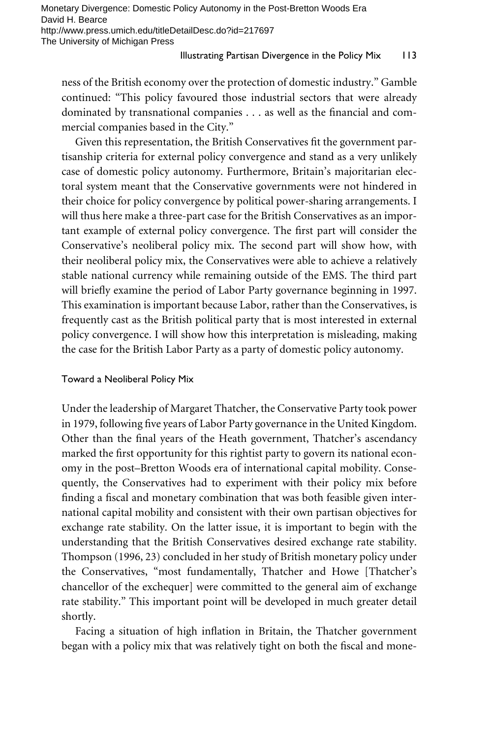ness of the British economy over the protection of domestic industry." Gamble continued: "This policy favoured those industrial sectors that were already dominated by transnational companies . . . as well as the financial and commercial companies based in the City."

Given this representation, the British Conservatives fit the government partisanship criteria for external policy convergence and stand as a very unlikely case of domestic policy autonomy. Furthermore, Britain's majoritarian electoral system meant that the Conservative governments were not hindered in their choice for policy convergence by political power-sharing arrangements. I will thus here make a three-part case for the British Conservatives as an important example of external policy convergence. The first part will consider the Conservative's neoliberal policy mix. The second part will show how, with their neoliberal policy mix, the Conservatives were able to achieve a relatively stable national currency while remaining outside of the EMS. The third part will briefly examine the period of Labor Party governance beginning in 1997. This examination is important because Labor, rather than the Conservatives, is frequently cast as the British political party that is most interested in external policy convergence. I will show how this interpretation is misleading, making the case for the British Labor Party as a party of domestic policy autonomy.

### Toward a Neoliberal Policy Mix

Under the leadership of Margaret Thatcher, the Conservative Party took power in 1979, following five years of Labor Party governance in the United Kingdom. Other than the final years of the Heath government, Thatcher's ascendancy marked the first opportunity for this rightist party to govern its national economy in the post–Bretton Woods era of international capital mobility. Consequently, the Conservatives had to experiment with their policy mix before finding a fiscal and monetary combination that was both feasible given international capital mobility and consistent with their own partisan objectives for exchange rate stability. On the latter issue, it is important to begin with the understanding that the British Conservatives desired exchange rate stability. Thompson (1996, 23) concluded in her study of British monetary policy under the Conservatives, "most fundamentally, Thatcher and Howe [Thatcher's chancellor of the exchequer] were committed to the general aim of exchange rate stability." This important point will be developed in much greater detail shortly.

Facing a situation of high inflation in Britain, the Thatcher government began with a policy mix that was relatively tight on both the fiscal and mone-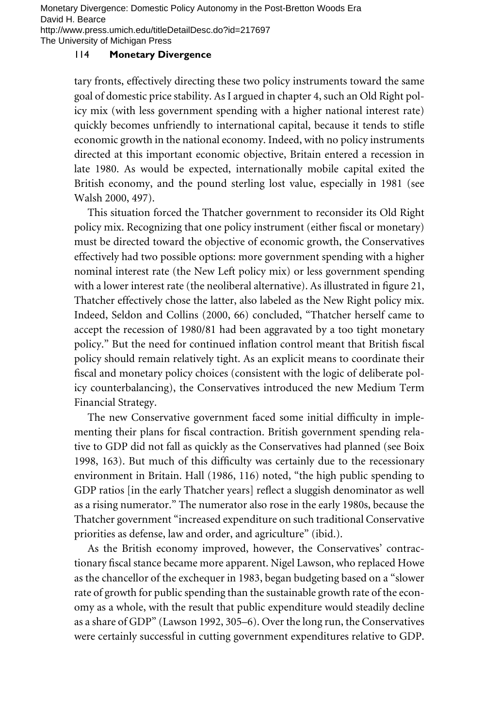tary fronts, effectively directing these two policy instruments toward the same goal of domestic price stability. As I argued in chapter 4, such an Old Right policy mix (with less government spending with a higher national interest rate) quickly becomes unfriendly to international capital, because it tends to stifle economic growth in the national economy. Indeed, with no policy instruments directed at this important economic objective, Britain entered a recession in late 1980. As would be expected, internationally mobile capital exited the British economy, and the pound sterling lost value, especially in 1981 (see Walsh 2000, 497).

This situation forced the Thatcher government to reconsider its Old Right policy mix. Recognizing that one policy instrument (either fiscal or monetary) must be directed toward the objective of economic growth, the Conservatives effectively had two possible options: more government spending with a higher nominal interest rate (the New Left policy mix) or less government spending with a lower interest rate (the neoliberal alternative). As illustrated in figure 21, Thatcher effectively chose the latter, also labeled as the New Right policy mix. Indeed, Seldon and Collins (2000, 66) concluded, "Thatcher herself came to accept the recession of 1980/81 had been aggravated by a too tight monetary policy." But the need for continued inflation control meant that British fiscal policy should remain relatively tight. As an explicit means to coordinate their fiscal and monetary policy choices (consistent with the logic of deliberate policy counterbalancing), the Conservatives introduced the new Medium Term Financial Strategy.

The new Conservative government faced some initial difficulty in implementing their plans for fiscal contraction. British government spending relative to GDP did not fall as quickly as the Conservatives had planned (see Boix 1998, 163). But much of this difficulty was certainly due to the recessionary environment in Britain. Hall (1986, 116) noted, "the high public spending to GDP ratios [in the early Thatcher years] reflect a sluggish denominator as well as a rising numerator." The numerator also rose in the early 1980s, because the Thatcher government "increased expenditure on such traditional Conservative priorities as defense, law and order, and agriculture" (ibid.).

As the British economy improved, however, the Conservatives' contractionary fiscal stance became more apparent. Nigel Lawson, who replaced Howe as the chancellor of the exchequer in 1983, began budgeting based on a "slower rate of growth for public spending than the sustainable growth rate of the economy as a whole, with the result that public expenditure would steadily decline as a share of GDP" (Lawson 1992, 305–6). Over the long run, the Conservatives were certainly successful in cutting government expenditures relative to GDP.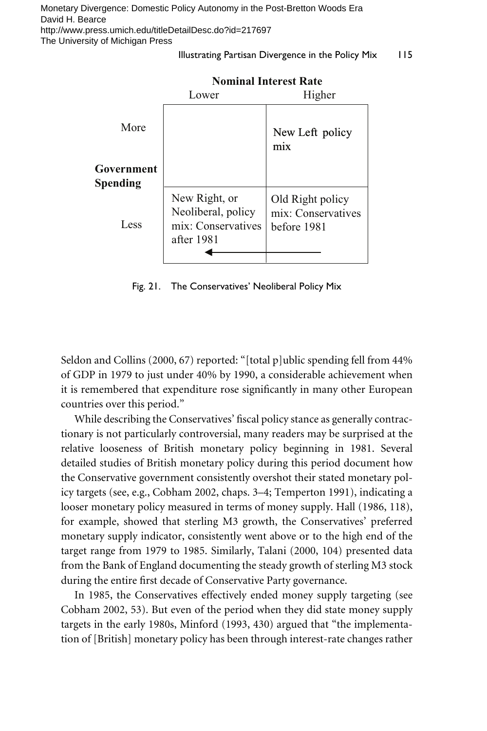| | **Nominal Interest Rate** | |
|---|---|---|
| **Government Spending** | Lower | Higher |
| More | | New Left policy mix |
| Less | New Right, or Neoliberal, policy mix: Conservatives after 1981 | Old Right policy mix: Conservatives before 1981 |

Fig. 21. The Conservatives' Neoliberal Policy Mix

Seldon and Collins (2000, 67) reported: "[total p]ublic spending fell from 44% of GDP in 1979 to just under 40% by 1990, a considerable achievement when it is remembered that expenditure rose significantly in many other European countries over this period."

While describing the Conservatives' fiscal policy stance as generally contractionary is not particularly controversial, many readers may be surprised at the relative looseness of British monetary policy beginning in 1981. Several detailed studies of British monetary policy during this period document how the Conservative government consistently overshot their stated monetary policy targets (see, e.g., Cobham 2002, chaps. 3–4; Temperton 1991), indicating a looser monetary policy measured in terms of money supply. Hall (1986, 118), for example, showed that sterling M3 growth, the Conservatives' preferred monetary supply indicator, consistently went above or to the high end of the target range from 1979 to 1985. Similarly, Talani (2000, 104) presented data from the Bank of England documenting the steady growth of sterling M3 stock during the entire first decade of Conservative Party governance.

In 1985, the Conservatives effectively ended money supply targeting (see Cobham 2002, 53). But even of the period when they did state money supply targets in the early 1980s, Minford (1993, 430) argued that "the implementation of [British] monetary policy has been through interest-rate changes rather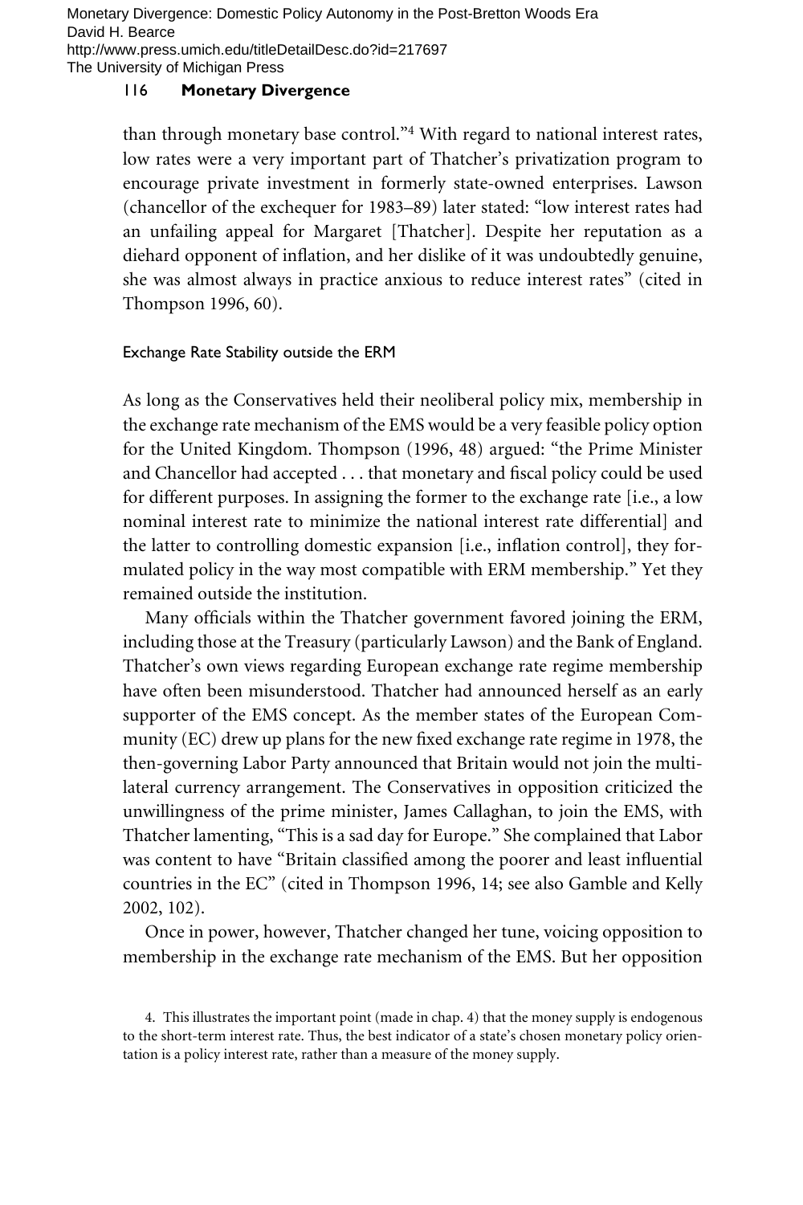than through monetary base control."[4] With regard to national interest rates, low rates were a very important part of Thatcher's privatization program to encourage private investment in formerly state-owned enterprises. Lawson (chancellor of the exchequer for 1983–89) later stated: "low interest rates had an unfailing appeal for Margaret [Thatcher]. Despite her reputation as a diehard opponent of inflation, and her dislike of it was undoubtedly genuine, she was almost always in practice anxious to reduce interest rates" (cited in Thompson 1996, 60).

### Exchange Rate Stability outside the ERM

As long as the Conservatives held their neoliberal policy mix, membership in the exchange rate mechanism of the EMS would be a very feasible policy option for the United Kingdom. Thompson (1996, 48) argued: "the Prime Minister and Chancellor had accepted . . . that monetary and fiscal policy could be used for different purposes. In assigning the former to the exchange rate [i.e., a low nominal interest rate to minimize the national interest rate differential] and the latter to controlling domestic expansion [i.e., inflation control], they formulated policy in the way most compatible with ERM membership." Yet they remained outside the institution.

Many officials within the Thatcher government favored joining the ERM, including those at the Treasury (particularly Lawson) and the Bank of England. Thatcher's own views regarding European exchange rate regime membership have often been misunderstood. Thatcher had announced herself as an early supporter of the EMS concept. As the member states of the European Community (EC) drew up plans for the new fixed exchange rate regime in 1978, the then-governing Labor Party announced that Britain would not join the multilateral currency arrangement. The Conservatives in opposition criticized the unwillingness of the prime minister, James Callaghan, to join the EMS, with Thatcher lamenting, "This is a sad day for Europe." She complained that Labor was content to have "Britain classified among the poorer and least influential countries in the EC" (cited in Thompson 1996, 14; see also Gamble and Kelly 2002, 102).

Once in power, however, Thatcher changed her tune, voicing opposition to membership in the exchange rate mechanism of the EMS. But her opposition

4. This illustrates the important point (made in chap. 4) that the money supply is endogenous to the short-term interest rate. Thus, the best indicator of a state's chosen monetary policy orientation is a policy interest rate, rather than a measure of the money supply.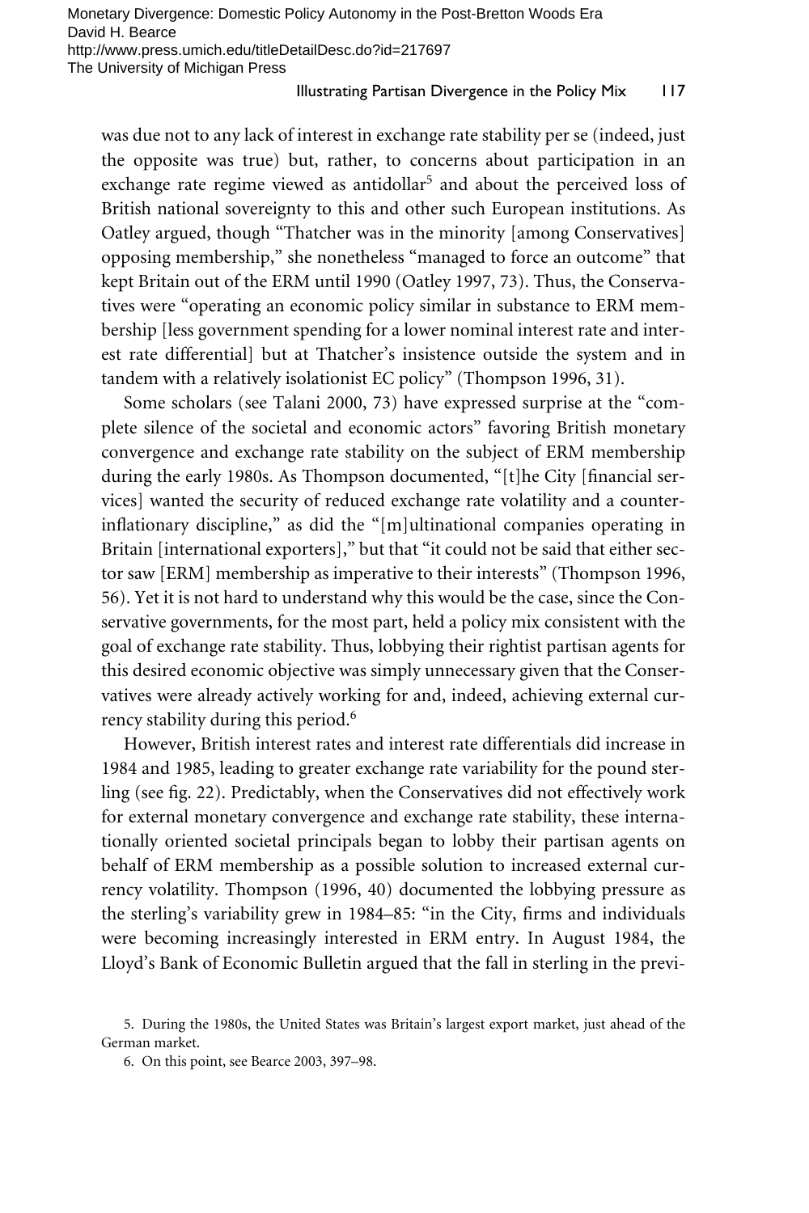was due not to any lack of interest in exchange rate stability per se (indeed, just the opposite was true) but, rather, to concerns about participation in an exchange rate regime viewed as antidollar[5] and about the perceived loss of British national sovereignty to this and other such European institutions. As Oatley argued, though "Thatcher was in the minority [among Conservatives] opposing membership," she nonetheless "managed to force an outcome" that kept Britain out of the ERM until 1990 (Oatley 1997, 73). Thus, the Conservatives were "operating an economic policy similar in substance to ERM membership [less government spending for a lower nominal interest rate and interest rate differential] but at Thatcher's insistence outside the system and in tandem with a relatively isolationist EC policy" (Thompson 1996, 31).

Some scholars (see Talani 2000, 73) have expressed surprise at the "complete silence of the societal and economic actors" favoring British monetary convergence and exchange rate stability on the subject of ERM membership during the early 1980s. As Thompson documented, "[t]he City [financial services] wanted the security of reduced exchange rate volatility and a counter-inflationary discipline," as did the "[m]ultinational companies operating in Britain [international exporters]," but that "it could not be said that either sector saw [ERM] membership as imperative to their interests" (Thompson 1996, 56). Yet it is not hard to understand why this would be the case, since the Conservative governments, for the most part, held a policy mix consistent with the goal of exchange rate stability. Thus, lobbying their rightist partisan agents for this desired economic objective was simply unnecessary given that the Conservatives were already actively working for and, indeed, achieving external currency stability during this period.[6]

However, British interest rates and interest rate differentials did increase in 1984 and 1985, leading to greater exchange rate variability for the pound sterling (see fig. 22). Predictably, when the Conservatives did not effectively work for external monetary convergence and exchange rate stability, these internationally oriented societal principals began to lobby their partisan agents on behalf of ERM membership as a possible solution to increased external currency volatility. Thompson (1996, 40) documented the lobbying pressure as the sterling's variability grew in 1984–85: "in the City, firms and individuals were becoming increasingly interested in ERM entry. In August 1984, the Lloyd's Bank of Economic Bulletin argued that the fall in sterling in the previ-

5. During the 1980s, the United States was Britain's largest export market, just ahead of the German market.

6. On this point, see Bearce 2003, 397–98.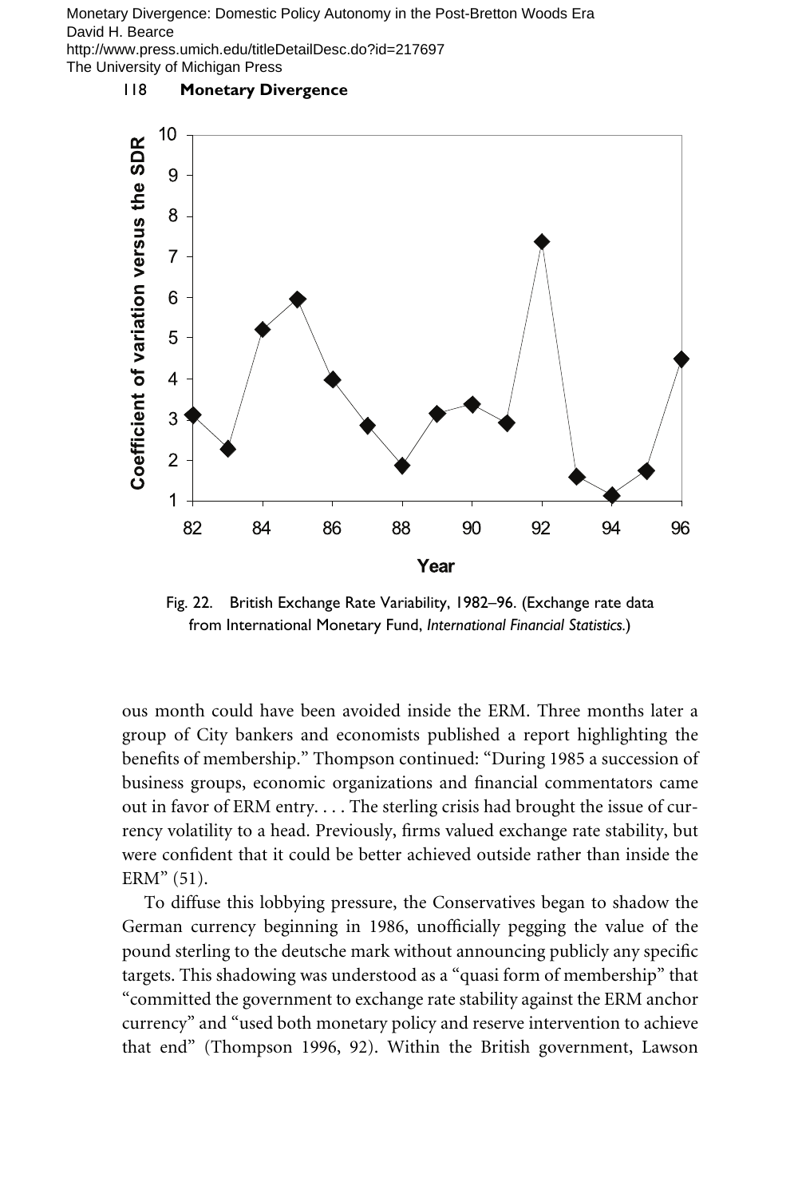Fig. 22. British Exchange Rate Variability, 1982–96. (Exchange rate data from International Monetary Fund, *International Financial Statistics.*)

ous month could have been avoided inside the ERM. Three months later a group of City bankers and economists published a report highlighting the benefits of membership." Thompson continued: "During 1985 a succession of business groups, economic organizations and financial commentators came out in favor of ERM entry. . . . The sterling crisis had brought the issue of currency volatility to a head. Previously, firms valued exchange rate stability, but were confident that it could be better achieved outside rather than inside the ERM" (51).

To diffuse this lobbying pressure, the Conservatives began to shadow the German currency beginning in 1986, unofficially pegging the value of the pound sterling to the deutsche mark without announcing publicly any specific targets. This shadowing was understood as a "quasi form of membership" that "committed the government to exchange rate stability against the ERM anchor currency" and "used both monetary policy and reserve intervention to achieve that end" (Thompson 1996, 92). Within the British government, Lawson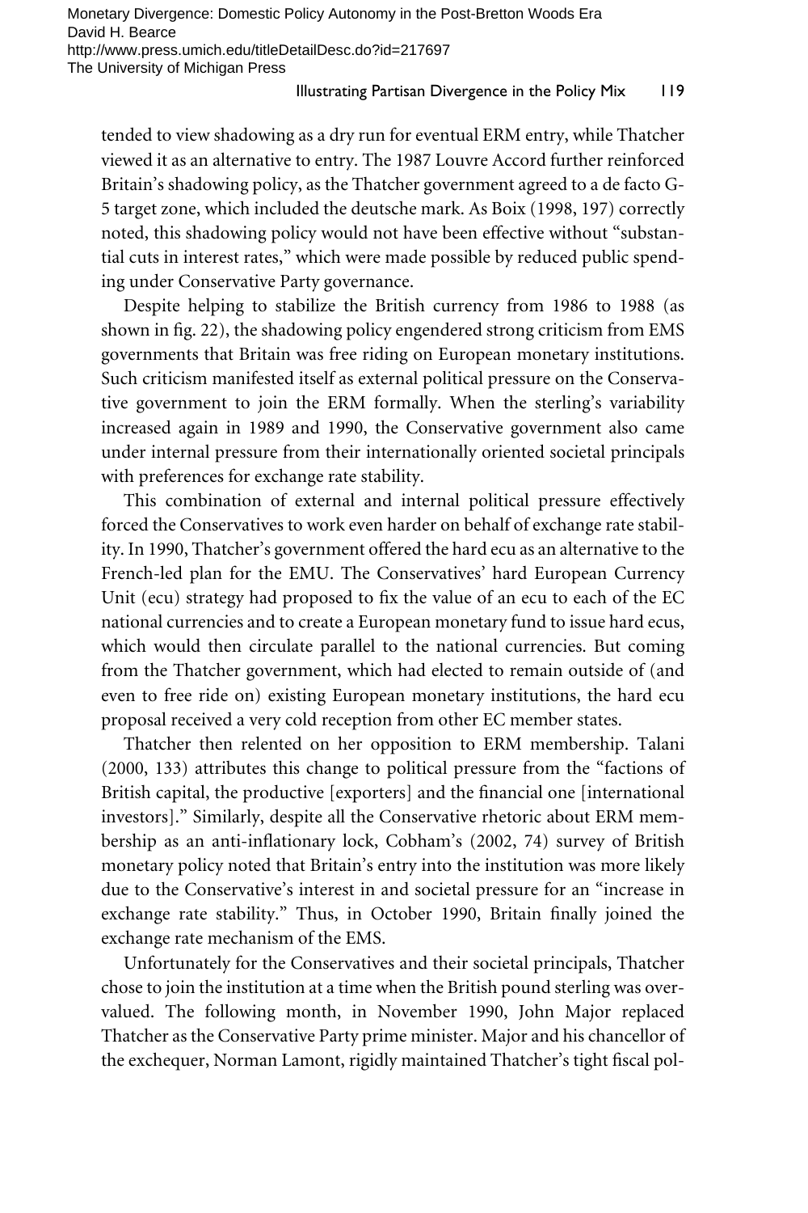tended to view shadowing as a dry run for eventual ERM entry, while Thatcher viewed it as an alternative to entry. The 1987 Louvre Accord further reinforced Britain's shadowing policy, as the Thatcher government agreed to a de facto G-5 target zone, which included the deutsche mark. As Boix (1998, 197) correctly noted, this shadowing policy would not have been effective without "substantial cuts in interest rates," which were made possible by reduced public spending under Conservative Party governance.

Despite helping to stabilize the British currency from 1986 to 1988 (as shown in fig. 22), the shadowing policy engendered strong criticism from EMS governments that Britain was free riding on European monetary institutions. Such criticism manifested itself as external political pressure on the Conservative government to join the ERM formally. When the sterling's variability increased again in 1989 and 1990, the Conservative government also came under internal pressure from their internationally oriented societal principals with preferences for exchange rate stability.

This combination of external and internal political pressure effectively forced the Conservatives to work even harder on behalf of exchange rate stability. In 1990, Thatcher's government offered the hard ecu as an alternative to the French-led plan for the EMU. The Conservatives' hard European Currency Unit (ecu) strategy had proposed to fix the value of an ecu to each of the EC national currencies and to create a European monetary fund to issue hard ecus, which would then circulate parallel to the national currencies. But coming from the Thatcher government, which had elected to remain outside of (and even to free ride on) existing European monetary institutions, the hard ecu proposal received a very cold reception from other EC member states.

Thatcher then relented on her opposition to ERM membership. Talani (2000, 133) attributes this change to political pressure from the "factions of British capital, the productive [exporters] and the financial one [international investors]." Similarly, despite all the Conservative rhetoric about ERM membership as an anti-inflationary lock, Cobham's (2002, 74) survey of British monetary policy noted that Britain's entry into the institution was more likely due to the Conservative's interest in and societal pressure for an "increase in exchange rate stability." Thus, in October 1990, Britain finally joined the exchange rate mechanism of the EMS.

Unfortunately for the Conservatives and their societal principals, Thatcher chose to join the institution at a time when the British pound sterling was overvalued. The following month, in November 1990, John Major replaced Thatcher as the Conservative Party prime minister. Major and his chancellor of the exchequer, Norman Lamont, rigidly maintained Thatcher's tight fiscal pol-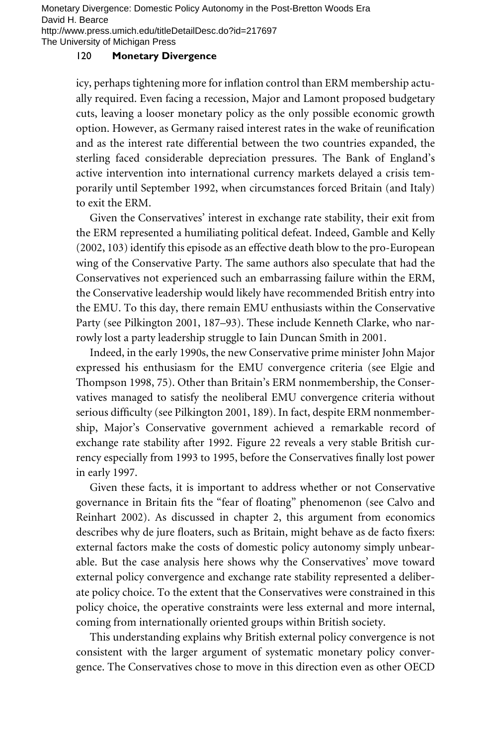icy, perhaps tightening more for inflation control than ERM membership actually required. Even facing a recession, Major and Lamont proposed budgetary cuts, leaving a looser monetary policy as the only possible economic growth option. However, as Germany raised interest rates in the wake of reunification and as the interest rate differential between the two countries expanded, the sterling faced considerable depreciation pressures. The Bank of England's active intervention into international currency markets delayed a crisis temporarily until September 1992, when circumstances forced Britain (and Italy) to exit the ERM.

Given the Conservatives' interest in exchange rate stability, their exit from the ERM represented a humiliating political defeat. Indeed, Gamble and Kelly (2002, 103) identify this episode as an effective death blow to the pro-European wing of the Conservative Party. The same authors also speculate that had the Conservatives not experienced such an embarrassing failure within the ERM, the Conservative leadership would likely have recommended British entry into the EMU. To this day, there remain EMU enthusiasts within the Conservative Party (see Pilkington 2001, 187–93). These include Kenneth Clarke, who narrowly lost a party leadership struggle to Iain Duncan Smith in 2001.

Indeed, in the early 1990s, the new Conservative prime minister John Major expressed his enthusiasm for the EMU convergence criteria (see Elgie and Thompson 1998, 75). Other than Britain's ERM nonmembership, the Conservatives managed to satisfy the neoliberal EMU convergence criteria without serious difficulty (see Pilkington 2001, 189). In fact, despite ERM nonmembership, Major's Conservative government achieved a remarkable record of exchange rate stability after 1992. Figure 22 reveals a very stable British currency especially from 1993 to 1995, before the Conservatives finally lost power in early 1997.

Given these facts, it is important to address whether or not Conservative governance in Britain fits the "fear of floating" phenomenon (see Calvo and Reinhart 2002). As discussed in chapter 2, this argument from economics describes why de jure floaters, such as Britain, might behave as de facto fixers: external factors make the costs of domestic policy autonomy simply unbearable. But the case analysis here shows why the Conservatives' move toward external policy convergence and exchange rate stability represented a deliberate policy choice. To the extent that the Conservatives were constrained in this policy choice, the operative constraints were less external and more internal, coming from internationally oriented groups within British society.

This understanding explains why British external policy convergence is not consistent with the larger argument of systematic monetary policy convergence. The Conservatives chose to move in this direction even as other OECD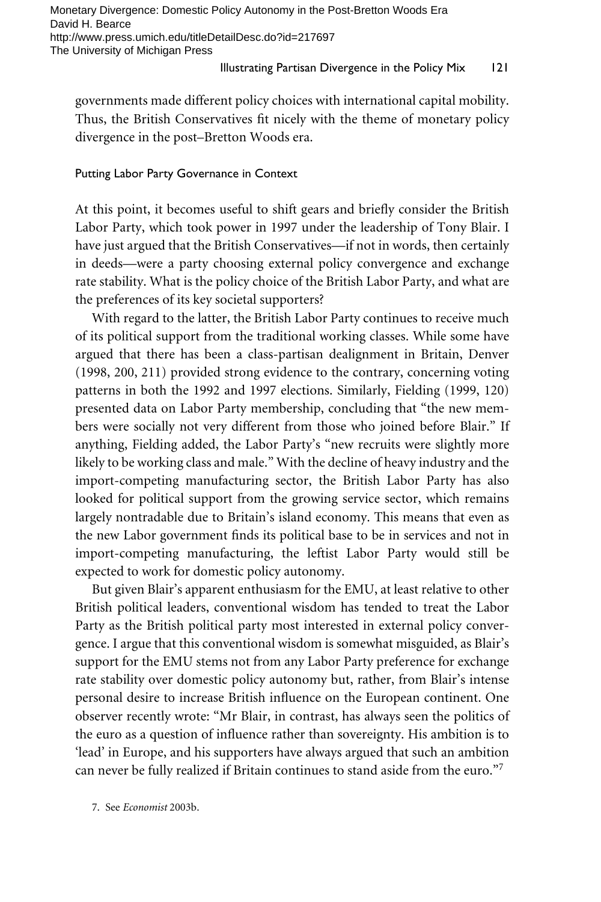governments made different policy choices with international capital mobility. Thus, the British Conservatives fit nicely with the theme of monetary policy divergence in the post–Bretton Woods era.

### Putting Labor Party Governance in Context

At this point, it becomes useful to shift gears and briefly consider the British Labor Party, which took power in 1997 under the leadership of Tony Blair. I have just argued that the British Conservatives—if not in words, then certainly in deeds—were a party choosing external policy convergence and exchange rate stability. What is the policy choice of the British Labor Party, and what are the preferences of its key societal supporters?

With regard to the latter, the British Labor Party continues to receive much of its political support from the traditional working classes. While some have argued that there has been a class-partisan dealignment in Britain, Denver (1998, 200, 211) provided strong evidence to the contrary, concerning voting patterns in both the 1992 and 1997 elections. Similarly, Fielding (1999, 120) presented data on Labor Party membership, concluding that "the new members were socially not very different from those who joined before Blair." If anything, Fielding added, the Labor Party's "new recruits were slightly more likely to be working class and male." With the decline of heavy industry and the import-competing manufacturing sector, the British Labor Party has also looked for political support from the growing service sector, which remains largely nontradable due to Britain's island economy. This means that even as the new Labor government finds its political base to be in services and not in import-competing manufacturing, the leftist Labor Party would still be expected to work for domestic policy autonomy.

But given Blair's apparent enthusiasm for the EMU, at least relative to other British political leaders, conventional wisdom has tended to treat the Labor Party as the British political party most interested in external policy convergence. I argue that this conventional wisdom is somewhat misguided, as Blair's support for the EMU stems not from any Labor Party preference for exchange rate stability over domestic policy autonomy but, rather, from Blair's intense personal desire to increase British influence on the European continent. One observer recently wrote: "Mr Blair, in contrast, has always seen the politics of the euro as a question of influence rather than sovereignty. His ambition is to 'lead' in Europe, and his supporters have always argued that such an ambition can never be fully realized if Britain continues to stand aside from the euro."[7]

7. See *Economist* 2003b.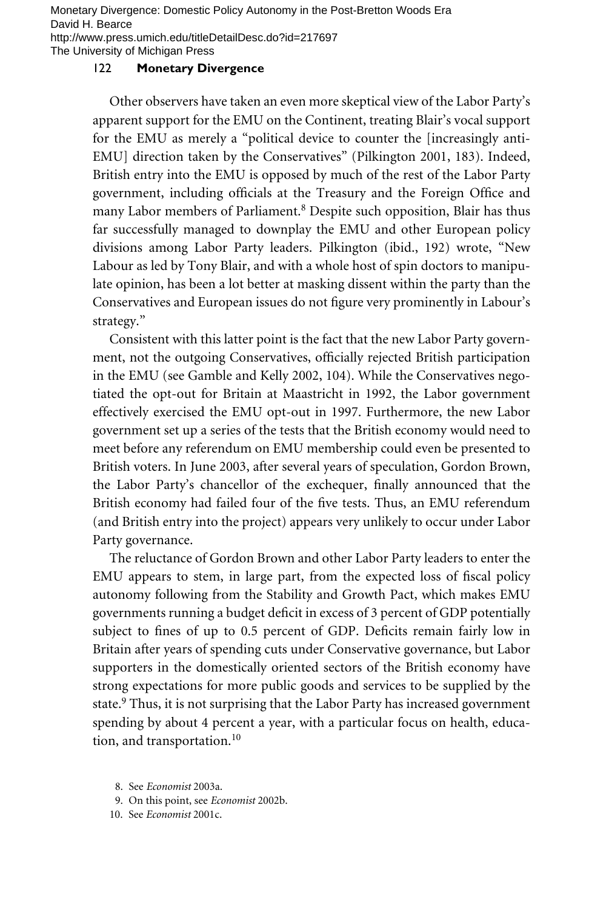Other observers have taken an even more skeptical view of the Labor Party's apparent support for the EMU on the Continent, treating Blair's vocal support for the EMU as merely a "political device to counter the [increasingly anti-EMU] direction taken by the Conservatives" (Pilkington 2001, 183). Indeed, British entry into the EMU is opposed by much of the rest of the Labor Party government, including officials at the Treasury and the Foreign Office and many Labor members of Parliament.[8] Despite such opposition, Blair has thus far successfully managed to downplay the EMU and other European policy divisions among Labor Party leaders. Pilkington (ibid., 192) wrote, "New Labour as led by Tony Blair, and with a whole host of spin doctors to manipulate opinion, has been a lot better at masking dissent within the party than the Conservatives and European issues do not figure very prominently in Labour's strategy."

Consistent with this latter point is the fact that the new Labor Party government, not the outgoing Conservatives, officially rejected British participation in the EMU (see Gamble and Kelly 2002, 104). While the Conservatives negotiated the opt-out for Britain at Maastricht in 1992, the Labor government effectively exercised the EMU opt-out in 1997. Furthermore, the new Labor government set up a series of the tests that the British economy would need to meet before any referendum on EMU membership could even be presented to British voters. In June 2003, after several years of speculation, Gordon Brown, the Labor Party's chancellor of the exchequer, finally announced that the British economy had failed four of the five tests. Thus, an EMU referendum (and British entry into the project) appears very unlikely to occur under Labor Party governance.

The reluctance of Gordon Brown and other Labor Party leaders to enter the EMU appears to stem, in large part, from the expected loss of fiscal policy autonomy following from the Stability and Growth Pact, which makes EMU governments running a budget deficit in excess of 3 percent of GDP potentially subject to fines of up to 0.5 percent of GDP. Deficits remain fairly low in Britain after years of spending cuts under Conservative governance, but Labor supporters in the domestically oriented sectors of the British economy have strong expectations for more public goods and services to be supplied by the state.[9] Thus, it is not surprising that the Labor Party has increased government spending by about 4 percent a year, with a particular focus on health, education, and transportation.[10]

8. See *Economist* 2003a.

9. On this point, see *Economist* 2002b.

10. See *Economist* 2001c.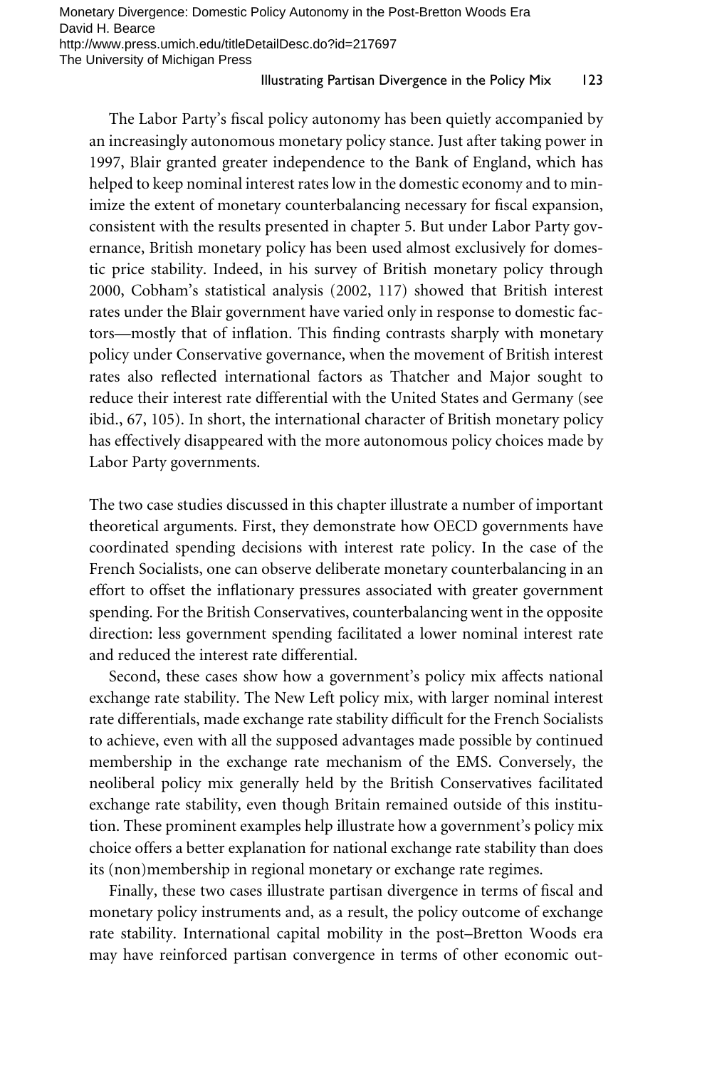The Labor Party's fiscal policy autonomy has been quietly accompanied by an increasingly autonomous monetary policy stance. Just after taking power in 1997, Blair granted greater independence to the Bank of England, which has helped to keep nominal interest rates low in the domestic economy and to minimize the extent of monetary counterbalancing necessary for fiscal expansion, consistent with the results presented in chapter 5. But under Labor Party governance, British monetary policy has been used almost exclusively for domestic price stability. Indeed, in his survey of British monetary policy through 2000, Cobham's statistical analysis (2002, 117) showed that British interest rates under the Blair government have varied only in response to domestic factors—mostly that of inflation. This finding contrasts sharply with monetary policy under Conservative governance, when the movement of British interest rates also reflected international factors as Thatcher and Major sought to reduce their interest rate differential with the United States and Germany (see ibid., 67, 105). In short, the international character of British monetary policy has effectively disappeared with the more autonomous policy choices made by Labor Party governments.

The two case studies discussed in this chapter illustrate a number of important theoretical arguments. First, they demonstrate how OECD governments have coordinated spending decisions with interest rate policy. In the case of the French Socialists, one can observe deliberate monetary counterbalancing in an effort to offset the inflationary pressures associated with greater government spending. For the British Conservatives, counterbalancing went in the opposite direction: less government spending facilitated a lower nominal interest rate and reduced the interest rate differential.

Second, these cases show how a government's policy mix affects national exchange rate stability. The New Left policy mix, with larger nominal interest rate differentials, made exchange rate stability difficult for the French Socialists to achieve, even with all the supposed advantages made possible by continued membership in the exchange rate mechanism of the EMS. Conversely, the neoliberal policy mix generally held by the British Conservatives facilitated exchange rate stability, even though Britain remained outside of this institution. These prominent examples help illustrate how a government's policy mix choice offers a better explanation for national exchange rate stability than does its (non)membership in regional monetary or exchange rate regimes.

Finally, these two cases illustrate partisan divergence in terms of fiscal and monetary policy instruments and, as a result, the policy outcome of exchange rate stability. International capital mobility in the post–Bretton Woods era may have reinforced partisan convergence in terms of other economic out-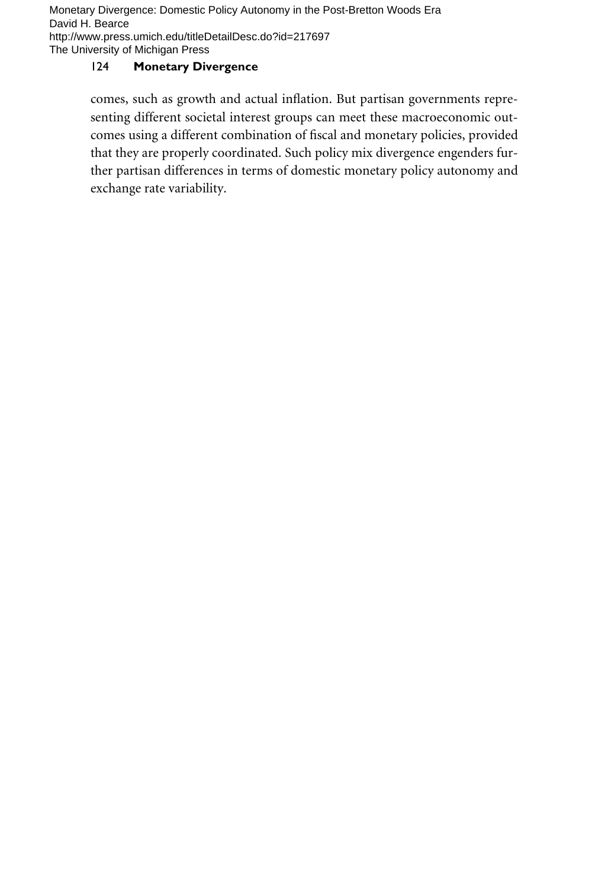comes, such as growth and actual inflation. But partisan governments representing different societal interest groups can meet these macroeconomic outcomes using a different combination of fiscal and monetary policies, provided that they are properly coordinated. Such policy mix divergence engenders further partisan differences in terms of domestic monetary policy autonomy and exchange rate variability.